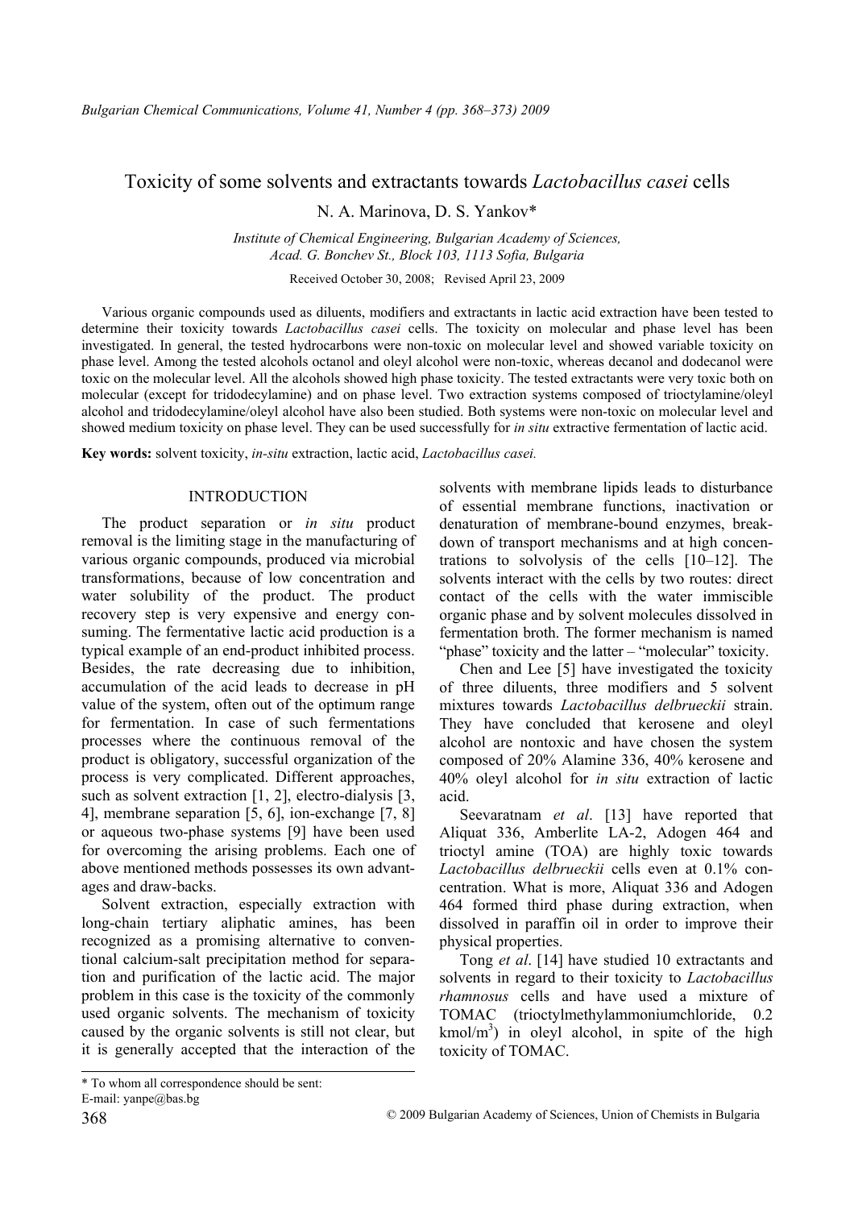# Toxicity of some solvents and extractants towards *Lactobacillus casei* cells

N. A. Marinova, D. S. Yankov*

*Institute of Chemical Engineering, Bulgarian Academy of Sciences, Acad. G. Bonchev St., Block 103, 1113 Sofia, Bulgaria*

Received October 30, 2008; Revised April 23, 2009

Various organic compounds used as diluents, modifiers and extractants in lactic acid extraction have been tested to determine their toxicity towards *Lactobacillus casei* cells. The toxicity on molecular and phase level has been investigated. In general, the tested hydrocarbons were non-toxic on molecular level and showed variable toxicity on phase level. Among the tested alcohols octanol and oleyl alcohol were non-toxic, whereas decanol and dodecanol were toxic on the molecular level. All the alcohols showed high phase toxicity. The tested extractants were very toxic both on molecular (except for tridodecylamine) and on phase level. Two extraction systems composed of trioctylamine/oleyl alcohol and tridodecylamine/oleyl alcohol have also been studied. Both systems were non-toxic on molecular level and showed medium toxicity on phase level. They can be used successfully for *in situ* extractive fermentation of lactic acid.

**Key words:** solvent toxicity, *in-situ* extraction, lactic acid, *Lactobacillus casei.*

## INTRODUCTION

The product separation or *in situ* product removal is the limiting stage in the manufacturing of various organic compounds, produced via microbial transformations, because of low concentration and water solubility of the product. The product recovery step is very expensive and energy consuming. The fermentative lactic acid production is a typical example of an end-product inhibited process. Besides, the rate decreasing due to inhibition, accumulation of the acid leads to decrease in pH value of the system, often out of the optimum range for fermentation. In case of such fermentations processes where the continuous removal of the product is obligatory, successful organization of the process is very complicated. Different approaches, such as solvent extraction [1, 2], electro-dialysis [3, 4], membrane separation [5, 6], ion-exchange [7, 8] or aqueous two-phase systems [9] have been used for overcoming the arising problems. Each one of above mentioned methods possesses its own advantages and draw-backs.

Solvent extraction, especially extraction with long-chain tertiary aliphatic amines, has been recognized as a promising alternative to conventional calcium-salt precipitation method for separation and purification of the lactic acid. The major problem in this case is the toxicity of the commonly used organic solvents. The mechanism of toxicity caused by the organic solvents is still not clear, but it is generally accepted that the interaction of the solvents with membrane lipids leads to disturbance of essential membrane functions, inactivation or denaturation of membrane-bound enzymes, breakdown of transport mechanisms and at high concentrations to solvolysis of the cells [10–12]. The solvents interact with the cells by two routes: direct contact of the cells with the water immiscible organic phase and by solvent molecules dissolved in fermentation broth. The former mechanism is named "phase" toxicity and the latter – "molecular" toxicity.

Chen and Lee [5] have investigated the toxicity of three diluents, three modifiers and 5 solvent mixtures towards *Lactobacillus delbrueckii* strain. They have concluded that kerosene and oleyl alcohol are nontoxic and have chosen the system composed of 20% Alamine 336, 40% kerosene and 40% oleyl alcohol for *in situ* extraction of lactic acid.

Seevaratnam *et al*. [13] have reported that Aliquat 336, Amberlite LA-2, Adogen 464 and trioctyl amine (TOA) are highly toxic towards *Lactobacillus delbrueckii* cells even at 0.1% concentration. What is more, Aliquat 336 and Adogen 464 formed third phase during extraction, when dissolved in paraffin oil in order to improve their physical properties.

Tong *et al*. [14] have studied 10 extractants and solvents in regard to their toxicity to *Lactobacillus rhamnosus* cells and have used a mixture of TOMAC (trioctylmethylammoniumchloride, 0.2 $kmol/m^3$) in oleyl alcohol, in spite of the high toxicity of TOMAC.

---

\* To whom all correspondence should be sent:
E-mail: yanpe@bas.bg

© 2009 Bulgarian Academy of Sciences, Union of Chemists in Bulgaria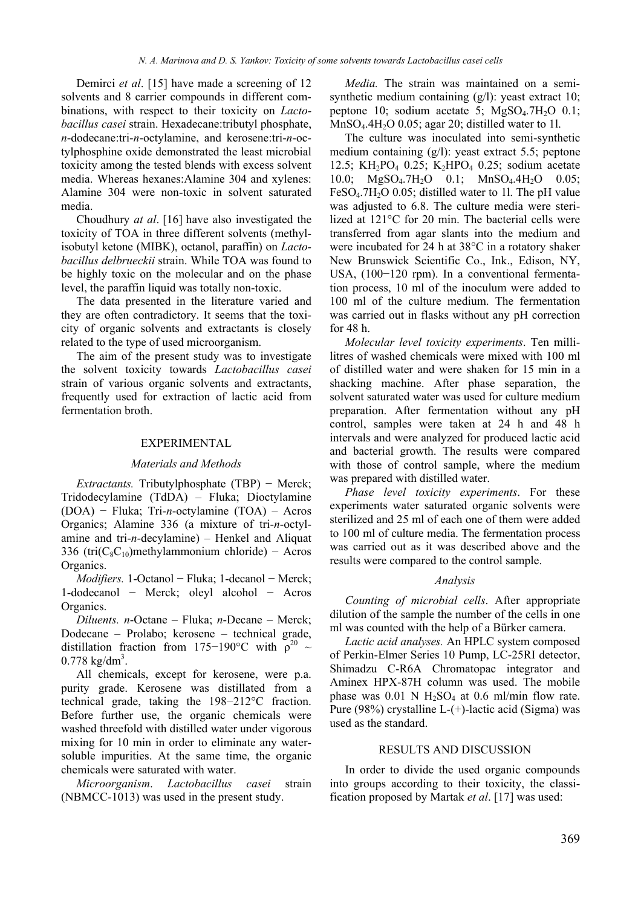Demirci *et al*. [15] have made a screening of 12 solvents and 8 carrier compounds in different combinations, with respect to their toxicity on *Lactobacillus casei* strain. Hexadecane:tributyl phosphate, *n*-dodecane:tri-*n*-octylamine, and kerosene:tri-*n*-octylphosphine oxide demonstrated the least microbial toxicity among the tested blends with excess solvent media. Whereas hexanes:Alamine 304 and xylenes: Alamine 304 were non-toxic in solvent saturated media.

Choudhury *at al*. [16] have also investigated the toxicity of TOA in three different solvents (methylisobutyl ketone (MIBK), octanol, paraffin) on *Lactobacillus delbrueckii* strain. While TOA was found to be highly toxic on the molecular and on the phase level, the paraffin liquid was totally non-toxic.

The data presented in the literature varied and they are often contradictory. It seems that the toxicity of organic solvents and extractants is closely related to the type of used microorganism.

The aim of the present study was to investigate the solvent toxicity towards *Lactobacillus casei* strain of various organic solvents and extractants, frequently used for extraction of lactic acid from fermentation broth.

## EXPERIMENTAL

### *Materials and Methods*

*Extractants.* Tributylphosphate (TBP) − Merck; Tridodecylamine (TdDA) – Fluka; Dioctylamine (DOA) − Fluka; Tri-*n*-octylamine (TOA) – Acros Organics; Alamine 336 (a mixture of tri-*n*-octylamine and tri-*n*-decylamine) – Henkel and Aliquat 336 (tri($C_8C_{10}$)methylammonium chloride) − Acros Organics.

*Modifiers.* 1-Octanol − Fluka; 1-decanol − Merck; 1-dodecanol − Merck; oleyl alcohol − Acros Organics.

*Diluents. n*-Octane – Fluka; *n*-Decane – Merck; Dodecane – Prolabo; kerosene – technical grade, distillation fraction from 175−190°C with $\rho^{20} \sim 0.778$ kg/dm$^3$.

All chemicals, except for kerosene, were p.a. purity grade. Kerosene was distillated from a technical grade, taking the 198−212°C fraction. Before further use, the organic chemicals were washed threefold with distilled water under vigorous mixing for 10 min in order to eliminate any water-soluble impurities. At the same time, the organic chemicals were saturated with water.

*Microorganism*. *Lactobacillus casei* strain (NBMCC-1013) was used in the present study.

*Media.* The strain was maintained on a semi-synthetic medium containing (g/l): yeast extract 10; peptone 10; sodium acetate 5; $MgSO_4.7H_2O$ 0.1; $MnSO_4.4H_2O$ 0.05; agar 20; distilled water to 1l.

The culture was inoculated into semi-synthetic medium containing (g/l): yeast extract 5.5; peptone 12.5; $KH_2PO_4$ 0.25; $K_2HPO_4$ 0.25; sodium acetate 10.0; $MgSO_4.7H_2O$ 0.1; $MnSO_4.4H_2O$ 0.05; $FeSO_4.7H_2O$ 0.05; distilled water to 1l. The pH value was adjusted to 6.8. The culture media were sterilized at 121°C for 20 min. The bacterial cells were transferred from agar slants into the medium and were incubated for 24 h at 38°C in a rotatory shaker New Brunswick Scientific Co., Ink., Edison, NY, USA, (100−120 rpm). In a conventional fermentation process, 10 ml of the inoculum were added to 100 ml of the culture medium. The fermentation was carried out in flasks without any pH correction for 48 h.

*Molecular level toxicity experiments*. Ten millilitres of washed chemicals were mixed with 100 ml of distilled water and were shaken for 15 min in a shacking machine. After phase separation, the solvent saturated water was used for culture medium preparation. After fermentation without any pH control, samples were taken at 24 h and 48 h intervals and were analyzed for produced lactic acid and bacterial growth. The results were compared with those of control sample, where the medium was prepared with distilled water.

*Phase level toxicity experiments*. For these experiments water saturated organic solvents were sterilized and 25 ml of each one of them were added to 100 ml of culture media. The fermentation process was carried out as it was described above and the results were compared to the control sample.

### *Analysis*

*Counting of microbial cells*. After appropriate dilution of the sample the number of the cells in one ml was counted with the help of a Bürker camera.

*Lactic acid analyses.* An HPLC system composed of Perkin-Elmer Series 10 Pump, LC-25RI detector, Shimadzu C-R6A Chromatopac integrator and Aminex HPX-87H column was used. The mobile phase was 0.01 N $H_2SO_4$ at 0.6 ml/min flow rate. Pure (98%) crystalline L-(+)-lactic acid (Sigma) was used as the standard.

## RESULTS AND DISCUSSION

In order to divide the used organic compounds into groups according to their toxicity, the classification proposed by Martak *et al*. [17] was used: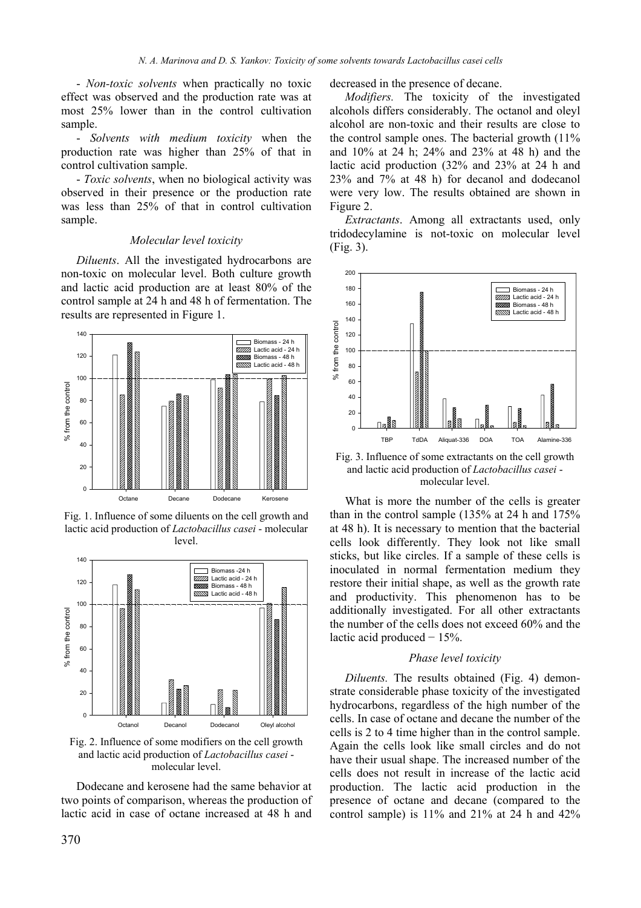- *Non-toxic solvents* when practically no toxic effect was observed and the production rate was at most 25% lower than in the control cultivation sample.

- *Solvents with medium toxicity* when the production rate was higher than 25% of that in control cultivation sample.

- *Toxic solvents*, when no biological activity was observed in their presence or the production rate was less than 25% of that in control cultivation sample.

### *Molecular level toxicity*

*Diluents*. All the investigated hydrocarbons are non-toxic on molecular level. Both culture growth and lactic acid production are at least 80% of the control sample at 24 h and 48 h of fermentation. The results are represented in Figure 1.

Fig. 1. Influence of some diluents on the cell growth and lactic acid production of *Lactobacillus casei* - molecular level.

Fig. 2. Influence of some modifiers on the cell growth and lactic acid production of *Lactobacillus casei* - molecular level.

Dodecane and kerosene had the same behavior at two points of comparison, whereas the production of lactic acid in case of octane increased at 48 h and decreased in the presence of decane.

*Modifiers.* The toxicity of the investigated alcohols differs considerably. The octanol and oleyl alcohol are non-toxic and their results are close to the control sample ones. The bacterial growth (11% and 10% at 24 h; 24% and 23% at 48 h) and the lactic acid production (32% and 23% at 24 h and 23% and 7% at 48 h) for decanol and dodecanol were very low. The results obtained are shown in Figure 2.

*Extractants*. Among all extractants used, only tridodecylamine is not-toxic on molecular level (Fig. 3).

Fig. 3. Influence of some extractants on the cell growth and lactic acid production of *Lactobacillus casei* - molecular level.

What is more the number of the cells is greater than in the control sample (135% at 24 h and 175% at 48 h). It is necessary to mention that the bacterial cells look differently. They look not like small sticks, but like circles. If a sample of these cells is inoculated in normal fermentation medium they restore their initial shape, as well as the growth rate and productivity. This phenomenon has to be additionally investigated. For all other extractants the number of the cells does not exceed 60% and the lactic acid produced − 15%.

### *Phase level toxicity*

*Diluents.* The results obtained (Fig. 4) demonstrate considerable phase toxicity of the investigated hydrocarbons, regardless of the high number of the cells. In case of octane and decane the number of the cells is 2 to 4 time higher than in the control sample. Again the cells look like small circles and do not have their usual shape. The increased number of the cells does not result in increase of the lactic acid production. The lactic acid production in the presence of octane and decane (compared to the control sample) is 11% and 21% at 24 h and 42%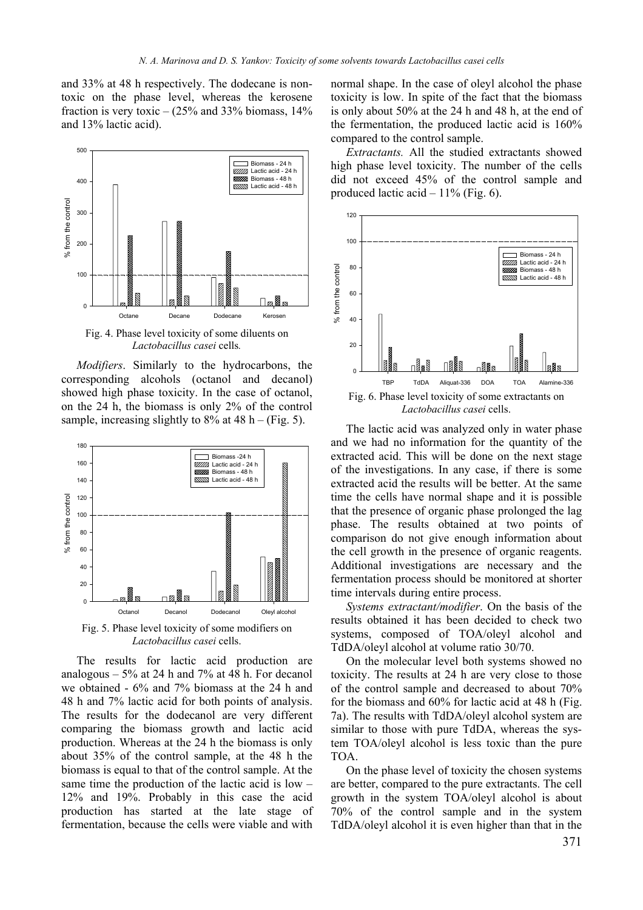and 33% at 48 h respectively. The dodecane is non-toxic on the phase level, whereas the kerosene fraction is very toxic – (25% and 33% biomass, 14% and 13% lactic acid).

Fig. 4. Phase level toxicity of some diluents on *Lactobacillus casei* cells*.*

*Modifiers*. Similarly to the hydrocarbons, the corresponding alcohols (octanol and decanol) showed high phase toxicity. In the case of octanol, on the 24 h, the biomass is only 2% of the control sample, increasing slightly to 8% at 48 h – (Fig. 5).

Fig. 5. Phase level toxicity of some modifiers on *Lactobacillus casei* cells.

The results for lactic acid production are analogous – 5% at 24 h and 7% at 48 h. For decanol we obtained - 6% and 7% biomass at the 24 h and 48 h and 7% lactic acid for both points of analysis. The results for the dodecanol are very different comparing the biomass growth and lactic acid production. Whereas at the 24 h the biomass is only about 35% of the control sample, at the 48 h the biomass is equal to that of the control sample. At the same time the production of the lactic acid is low – 12% and 19%. Probably in this case the acid production has started at the late stage of fermentation, because the cells were viable and with normal shape. In the case of oleyl alcohol the phase toxicity is low. In spite of the fact that the biomass is only about 50% at the 24 h and 48 h, at the end of the fermentation, the produced lactic acid is 160% compared to the control sample.

*Extractants.* All the studied extractants showed high phase level toxicity. The number of the cells did not exceed 45% of the control sample and produced lactic acid – 11% (Fig. 6).

Fig. 6. Phase level toxicity of some extractants on *Lactobacillus casei* cells.

The lactic acid was analyzed only in water phase and we had no information for the quantity of the extracted acid. This will be done on the next stage of the investigations. In any case, if there is some extracted acid the results will be better. At the same time the cells have normal shape and it is possible that the presence of organic phase prolonged the lag phase. The results obtained at two points of comparison do not give enough information about the cell growth in the presence of organic reagents. Additional investigations are necessary and the fermentation process should be monitored at shorter time intervals during entire process.

*Systems extractant/modifier*. On the basis of the results obtained it has been decided to check two systems, composed of TOA/oleyl alcohol and TdDA/oleyl alcohol at volume ratio 30/70.

On the molecular level both systems showed no toxicity. The results at 24 h are very close to those of the control sample and decreased to about 70% for the biomass and 60% for lactic acid at 48 h (Fig. 7a). The results with TdDA/oleyl alcohol system are similar to those with pure TdDA, whereas the system TOA/oleyl alcohol is less toxic than the pure TOA.

On the phase level of toxicity the chosen systems are better, compared to the pure extractants. The cell growth in the system TOA/oleyl alcohol is about 70% of the control sample and in the system TdDA/oleyl alcohol it is even higher than that in the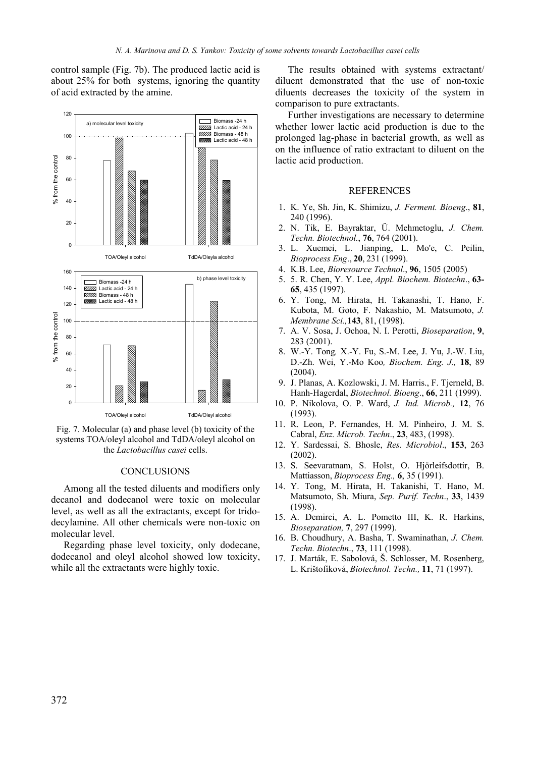control sample (Fig. 7b). The produced lactic acid is about 25% for both systems, ignoring the quantity of acid extracted by the amine.

Fig. 7. Molecular (a) and phase level (b) toxicity of the systems TOA/oleyl alcohol and TdDA/oleyl alcohol on the *Lactobacillus casei* cells.

## CONCLUSIONS

Among all the tested diluents and modifiers only decanol and dodecanol were toxic on molecular level, as well as all the extractants, except for tridodecylamine. All other chemicals were non-toxic on molecular level.

Regarding phase level toxicity, only dodecane, dodecanol and oleyl alcohol showed low toxicity, while all the extractants were highly toxic.

The results obtained with systems extractant/ diluent demonstrated that the use of non-toxic diluents decreases the toxicity of the system in comparison to pure extractants.

Further investigations are necessary to determine whether lower lactic acid production is due to the prolonged lag-phase in bacterial growth, as well as on the influence of ratio extractant to diluent on the lactic acid production.

## REFERENCES

1. K. Ye, Sh. Jin, K. Shimizu, *J. Ferment. Bioeng*., **81**, 240 (1996).
2. N. Tik, E. Bayraktar, Ü. Mehmetoglu, *J. Chem. Techn. Biotechnol.*, **76**, 764 (2001).
3. L. Xuemei, L. Jianping, L. Mo'e, C. Peilin, *Bioprocess Eng*., **20**, 231 (1999).
4. K.B. Lee, *Bioresource Technol*., **96**, 1505 (2005)
5. 5. R. Chen, Y. Y. Lee, *Appl. Biochem. Biotechn*., **63-65**, 435 (1997).
6. Y. Tong, M. Hirata, H. Takanashi, T. Hano, F. Kubota, M. Goto, F. Nakashio, M. Matsumoto, *J. Membrane Sci.,***143**, 81, (1998).
7. A. V. Sosa, J. Ochoa, N. I. Perotti, *Bioseparation*, **9**, 283 (2001).
8. W.-Y. Tong*,* X.-Y. Fu, S.-M. Lee, J. Yu, J.-W. Liu, D.-Zh. Wei, Y.-Mo Koo*, Biochem. Eng. J.,* **18**, 89 (2004).
9. J. Planas, A. Kozlowski, J. M. Harris., F. Tjerneld, B. Hanh-Hagerdal, *Biotechnol. Bioeng*., **66**, 211 (1999).
10. P. Nikolova, O. P. Ward, *J. Ind. Microb.,* **12**, 76 (1993).
11. R. Leon, P. Fernandes, H. M. Pinheiro, J. M. S. Cabral, *Enz. Microb. Techn*., **23**, 483, (1998).
12. Y. Sardessai, S. Bhosle, *Res. Microbiol*., **153**, 263 (2002).
13. S. Seevaratnam, S. Holst, O. Hjörleifsdottir, B. Mattiasson, *Bioprocess Eng.,* **6**, 35 (1991).
14. Y. Tong, M. Hirata, H. Takanishi, T. Hano, M. Matsumoto, Sh. Miura, *Sep. Purif. Techn*., **33**, 1439 (1998).
15. A. Demirci, A. L. Pometto III, K. R. Harkins, *Bioseparation,* **7**, 297 (1999).
16. B. Choudhury, A. Basha, T. Swaminathan, *J. Chem. Techn. Biotechn*., **73**, 111 (1998).
17. J. Marták, E. Sabolová, Š. Schlosser, M. Rosenberg, L. Krištofíková, *Biotechnol. Techn.,* **11**, 71 (1997).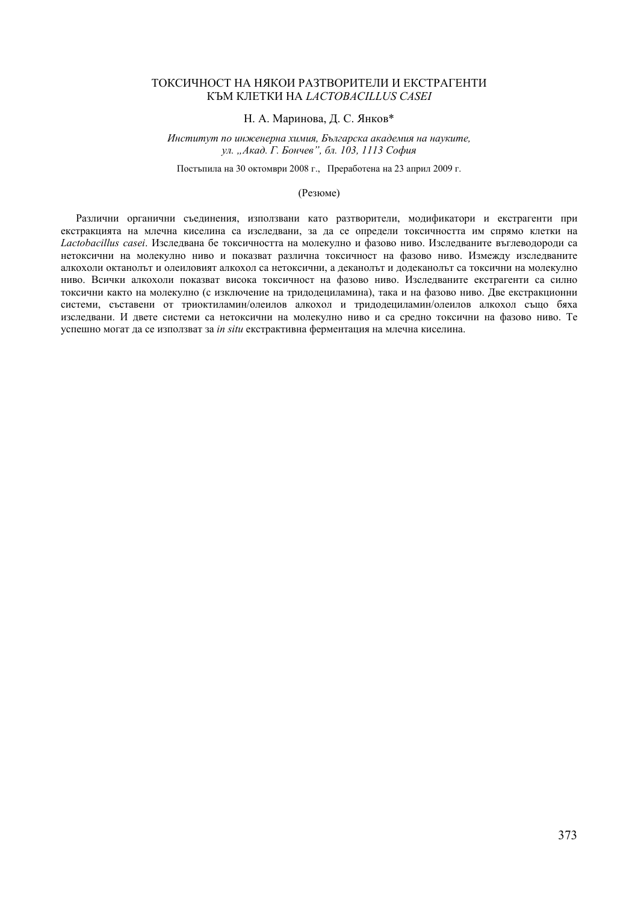# ТОКСИЧНОСТ НА НЯКОИ РАЗТВОРИТЕЛИ И ЕКСТРАГЕНТИ КЪМ КЛЕТКИ НА *LACTOBACILLUS CASEI*

Н. А. Маринова, Д. С. Янков*

*Институт по инженерна химия, Българска академия на науките, ул. „Акад. Г. Бончев", бл. 103, 1113 София*

Постъпила на 30 октомври 2008 г., Преработена на 23 април 2009 г.

(Резюме)

Различни органични съединения, използвани като разтворители, модификатори и екстрагенти при екстракцията на млечна киселина са изследвани, за да се определи токсичността им спрямо клетки на *Lactobacillus casei*. Изследвана бе токсичността на молекулно и фазово ниво. Изследваните въглеводороди са нетоксични на молекулно ниво и показват различна токсичност на фазово ниво. Измежду изследваните алкохоли октанолът и олеиловият алкохол са нетоксични, а деканолът и додеканолът са токсични на молекулно ниво. Всички алкохоли показват висока токсичност на фазово ниво. Изследваните екстрагенти са силно токсични както на молекулно (с изключение на тридодециламина), така и на фазово ниво. Две екстракционни системи, съставени от триоктиламин/олеилов алкохол и тридодециламин/олеилов алкохол също бяха изследвани. И двете системи са нетоксични на молекулно ниво и са средно токсични на фазово ниво. Те успешно могат да се използват за *in situ* екстрактивна ферментация на млечна киселина.